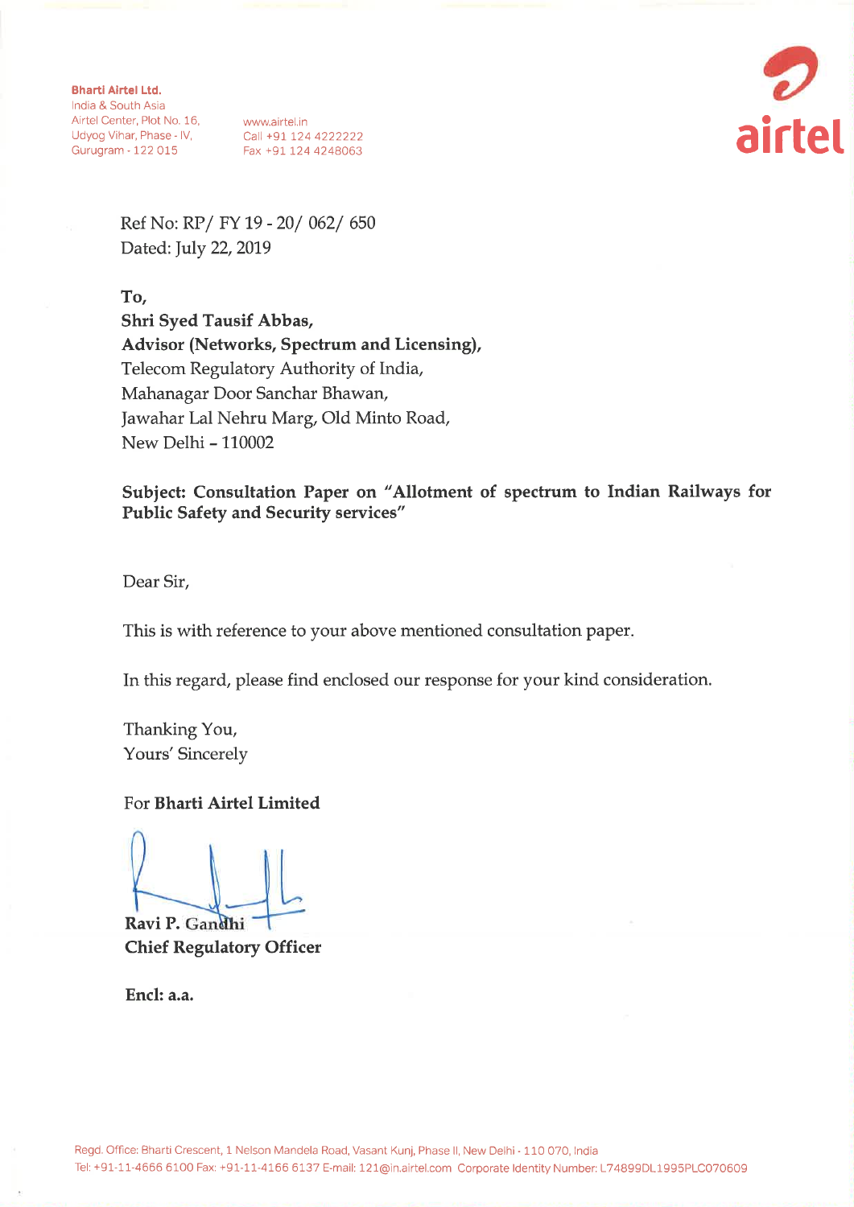**Bharti Airtel Ltd.**
India & South Asia
Airtel Center, Plot No. 16,
Udyog Vihar, Phase - IV,
Gurugram - 122 015

www.airtel.in
Call +91 124 4222222
Fax +91 124 4248063

airtel

Ref No: RP/ FY 19 - 20/ 062/ 650
Dated: July 22, 2019

**To,**
**Shri Syed Tausif Abbas,**
**Advisor (Networks, Spectrum and Licensing),**
Telecom Regulatory Authority of India,
Mahanagar Door Sanchar Bhawan,
Jawahar Lal Nehru Marg, Old Minto Road,
New Delhi – 110002

**Subject: Consultation Paper on "Allotment of spectrum to Indian Railways for Public Safety and Security services"**

Dear Sir,

This is with reference to your above mentioned consultation paper.

In this regard, please find enclosed our response for your kind consideration.

Thanking You,
Yours' Sincerely

For **Bharti Airtel Limited**

**Ravi P. Gandhi**
**Chief Regulatory Officer**

**Encl: a.a.**

Regd. Office: Bharti Crescent, 1 Nelson Mandela Road, Vasant Kunj, Phase II, New Delhi - 110 070, India
Tel: +91-11-4666 6100 Fax: +91-11-4166 6137 E-mail: 121@in.airtel.com Corporate Identity Number: L74899DL1995PLC070609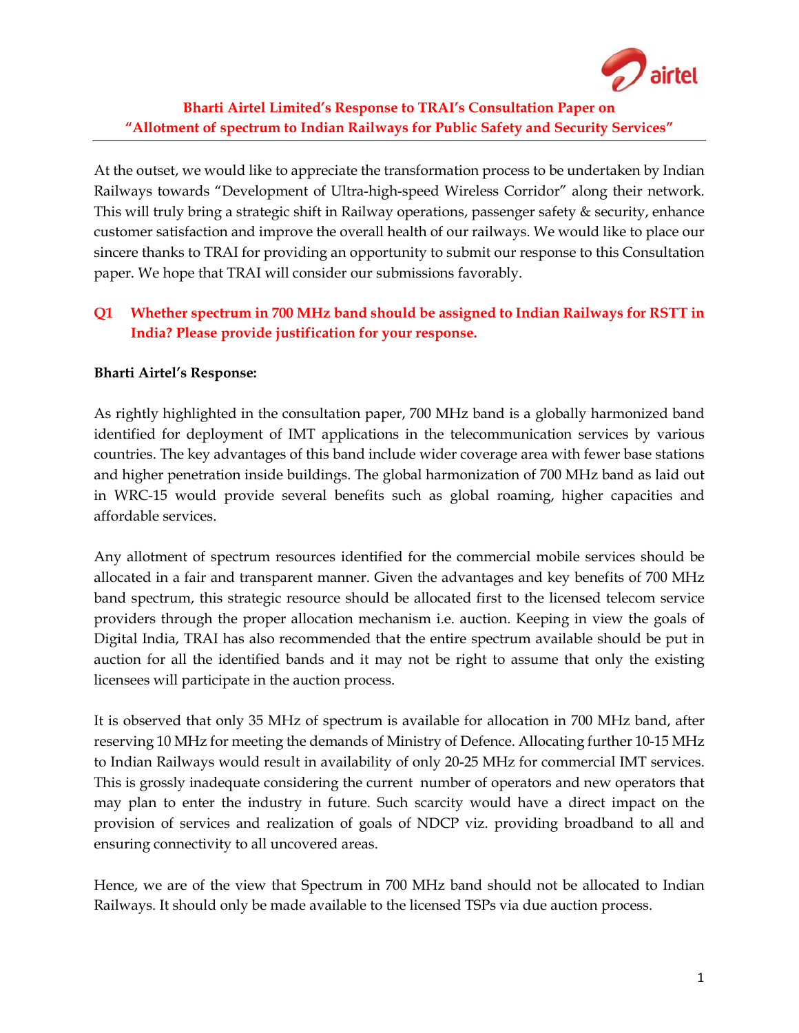## Bharti Airtel Limited's Response to TRAI's Consultation Paper on "Allotment of spectrum to Indian Railways for Public Safety and Security Services"

At the outset, we would like to appreciate the transformation process to be undertaken by Indian Railways towards "Development of Ultra-high-speed Wireless Corridor" along their network. This will truly bring a strategic shift in Railway operations, passenger safety & security, enhance customer satisfaction and improve the overall health of our railways. We would like to place our sincere thanks to TRAI for providing an opportunity to submit our response to this Consultation paper. We hope that TRAI will consider our submissions favorably.

### Q1 Whether spectrum in 700 MHz band should be assigned to Indian Railways for RSTT in India? Please provide justification for your response.

**Bharti Airtel's Response:**

As rightly highlighted in the consultation paper, 700 MHz band is a globally harmonized band identified for deployment of IMT applications in the telecommunication services by various countries. The key advantages of this band include wider coverage area with fewer base stations and higher penetration inside buildings. The global harmonization of 700 MHz band as laid out in WRC-15 would provide several benefits such as global roaming, higher capacities and affordable services.

Any allotment of spectrum resources identified for the commercial mobile services should be allocated in a fair and transparent manner. Given the advantages and key benefits of 700 MHz band spectrum, this strategic resource should be allocated first to the licensed telecom service providers through the proper allocation mechanism i.e. auction. Keeping in view the goals of Digital India, TRAI has also recommended that the entire spectrum available should be put in auction for all the identified bands and it may not be right to assume that only the existing licensees will participate in the auction process.

It is observed that only 35 MHz of spectrum is available for allocation in 700 MHz band, after reserving 10 MHz for meeting the demands of Ministry of Defence. Allocating further 10-15 MHz to Indian Railways would result in availability of only 20-25 MHz for commercial IMT services. This is grossly inadequate considering the current number of operators and new operators that may plan to enter the industry in future. Such scarcity would have a direct impact on the provision of services and realization of goals of NDCP viz. providing broadband to all and ensuring connectivity to all uncovered areas.

Hence, we are of the view that Spectrum in 700 MHz band should not be allocated to Indian Railways. It should only be made available to the licensed TSPs via due auction process.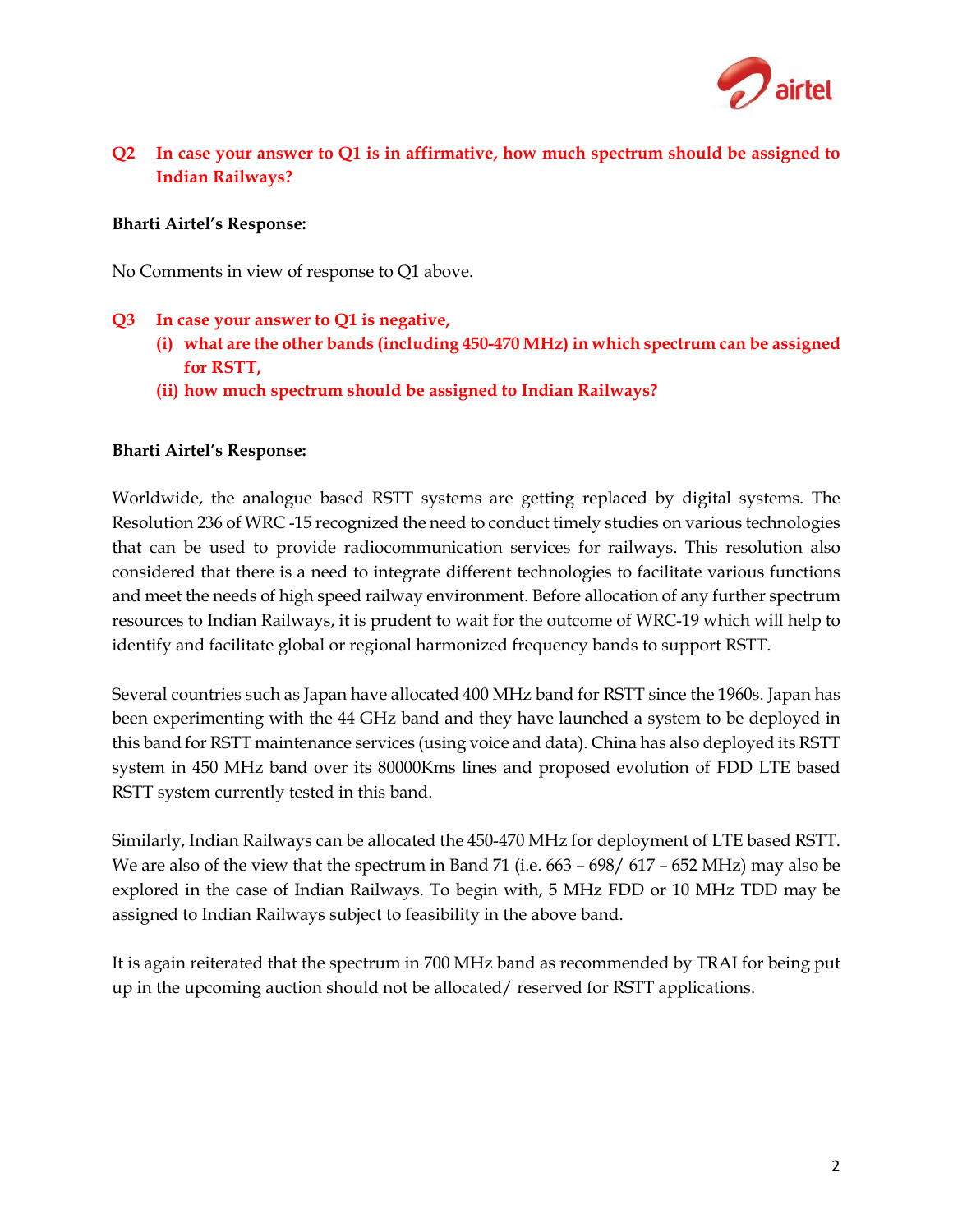**Q2 In case your answer to Q1 is in affirmative, how much spectrum should be assigned to Indian Railways?**

**Bharti Airtel's Response:**

No Comments in view of response to Q1 above.

**Q3 In case your answer to Q1 is negative,**

**(i) what are the other bands (including 450-470 MHz) in which spectrum can be assigned for RSTT,**

**(ii) how much spectrum should be assigned to Indian Railways?**

**Bharti Airtel's Response:**

Worldwide, the analogue based RSTT systems are getting replaced by digital systems. The Resolution 236 of WRC -15 recognized the need to conduct timely studies on various technologies that can be used to provide radiocommunication services for railways. This resolution also considered that there is a need to integrate different technologies to facilitate various functions and meet the needs of high speed railway environment. Before allocation of any further spectrum resources to Indian Railways, it is prudent to wait for the outcome of WRC-19 which will help to identify and facilitate global or regional harmonized frequency bands to support RSTT.

Several countries such as Japan have allocated 400 MHz band for RSTT since the 1960s. Japan has been experimenting with the 44 GHz band and they have launched a system to be deployed in this band for RSTT maintenance services (using voice and data). China has also deployed its RSTT system in 450 MHz band over its 80000Kms lines and proposed evolution of FDD LTE based RSTT system currently tested in this band.

Similarly, Indian Railways can be allocated the 450-470 MHz for deployment of LTE based RSTT. We are also of the view that the spectrum in Band 71 (i.e. 663 – 698/ 617 – 652 MHz) may also be explored in the case of Indian Railways. To begin with, 5 MHz FDD or 10 MHz TDD may be assigned to Indian Railways subject to feasibility in the above band.

It is again reiterated that the spectrum in 700 MHz band as recommended by TRAI for being put up in the upcoming auction should not be allocated/ reserved for RSTT applications.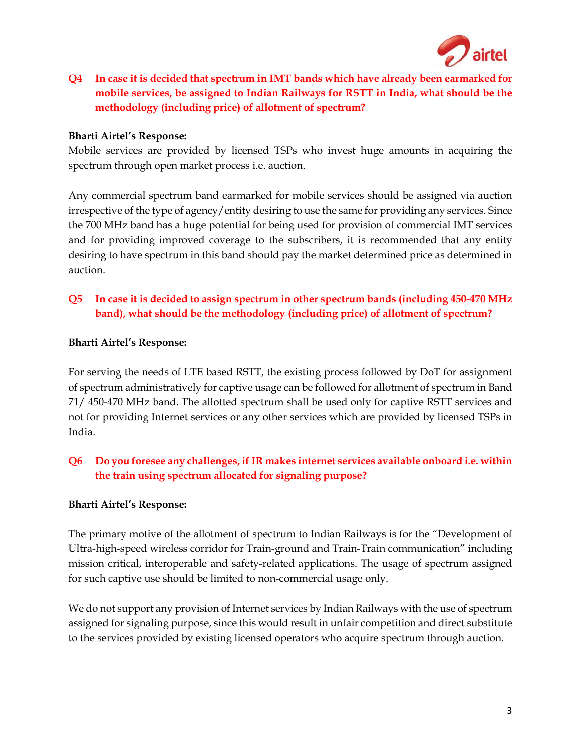**Q4 In case it is decided that spectrum in IMT bands which have already been earmarked for mobile services, be assigned to Indian Railways for RSTT in India, what should be the methodology (including price) of allotment of spectrum?**

**Bharti Airtel's Response:**

Mobile services are provided by licensed TSPs who invest huge amounts in acquiring the spectrum through open market process i.e. auction.

Any commercial spectrum band earmarked for mobile services should be assigned via auction irrespective of the type of agency/entity desiring to use the same for providing any services. Since the 700 MHz band has a huge potential for being used for provision of commercial IMT services and for providing improved coverage to the subscribers, it is recommended that any entity desiring to have spectrum in this band should pay the market determined price as determined in auction.

**Q5 In case it is decided to assign spectrum in other spectrum bands (including 450-470 MHz band), what should be the methodology (including price) of allotment of spectrum?**

**Bharti Airtel's Response:**

For serving the needs of LTE based RSTT, the existing process followed by DoT for assignment of spectrum administratively for captive usage can be followed for allotment of spectrum in Band 71/ 450-470 MHz band. The allotted spectrum shall be used only for captive RSTT services and not for providing Internet services or any other services which are provided by licensed TSPs in India.

**Q6 Do you foresee any challenges, if IR makes internet services available onboard i.e. within the train using spectrum allocated for signaling purpose?**

**Bharti Airtel's Response:**

The primary motive of the allotment of spectrum to Indian Railways is for the "Development of Ultra-high-speed wireless corridor for Train-ground and Train-Train communication" including mission critical, interoperable and safety-related applications. The usage of spectrum assigned for such captive use should be limited to non-commercial usage only.

We do not support any provision of Internet services by Indian Railways with the use of spectrum assigned for signaling purpose, since this would result in unfair competition and direct substitute to the services provided by existing licensed operators who acquire spectrum through auction.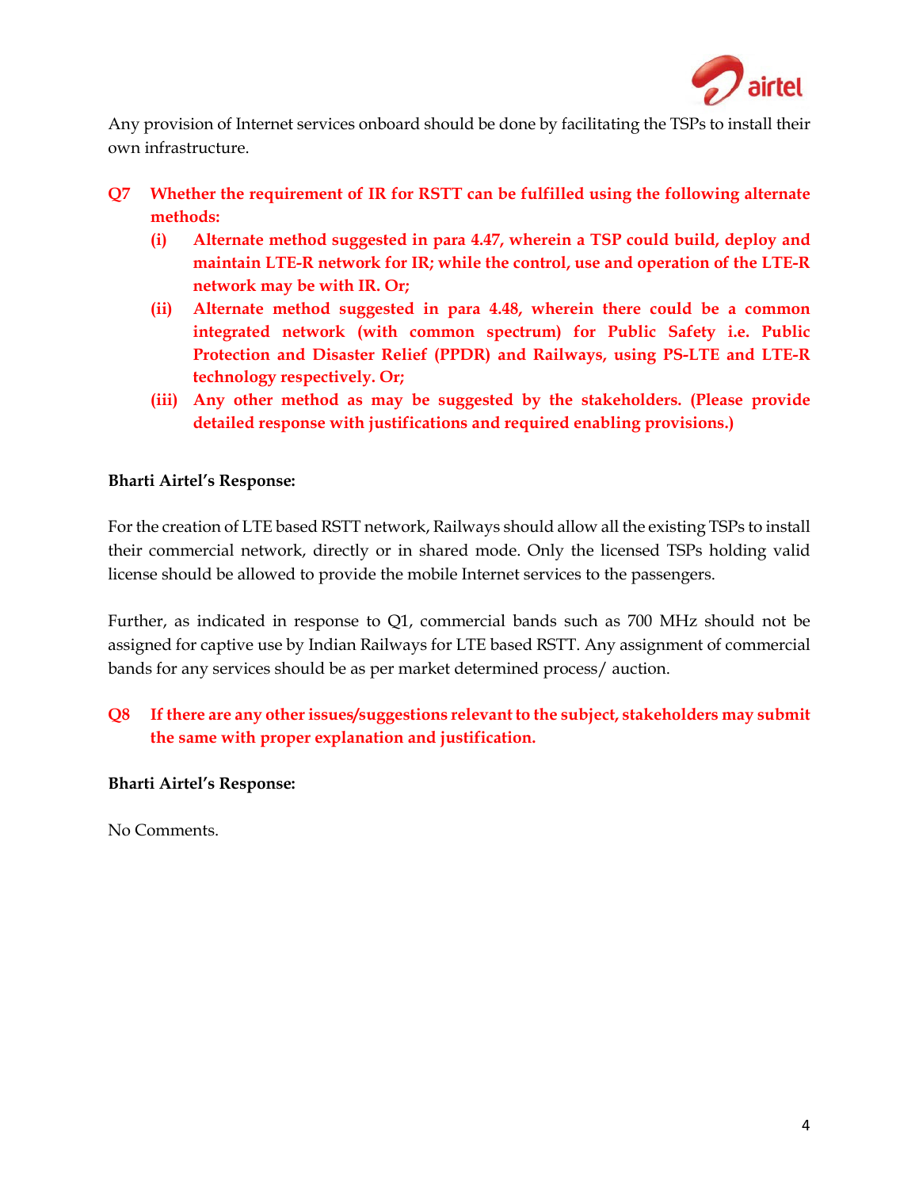Any provision of Internet services onboard should be done by facilitating the TSPs to install their own infrastructure.

**Q7 Whether the requirement of IR for RSTT can be fulfilled using the following alternate methods:**

**(i) Alternate method suggested in para 4.47, wherein a TSP could build, deploy and maintain LTE-R network for IR; while the control, use and operation of the LTE-R network may be with IR. Or;**

**(ii) Alternate method suggested in para 4.48, wherein there could be a common integrated network (with common spectrum) for Public Safety i.e. Public Protection and Disaster Relief (PPDR) and Railways, using PS-LTE and LTE-R technology respectively. Or;**

**(iii) Any other method as may be suggested by the stakeholders. (Please provide detailed response with justifications and required enabling provisions.)**

**Bharti Airtel's Response:**

For the creation of LTE based RSTT network, Railways should allow all the existing TSPs to install their commercial network, directly or in shared mode. Only the licensed TSPs holding valid license should be allowed to provide the mobile Internet services to the passengers.

Further, as indicated in response to Q1, commercial bands such as 700 MHz should not be assigned for captive use by Indian Railways for LTE based RSTT. Any assignment of commercial bands for any services should be as per market determined process/ auction.

**Q8 If there are any other issues/suggestions relevant to the subject, stakeholders may submit the same with proper explanation and justification.**

**Bharti Airtel's Response:**

No Comments.